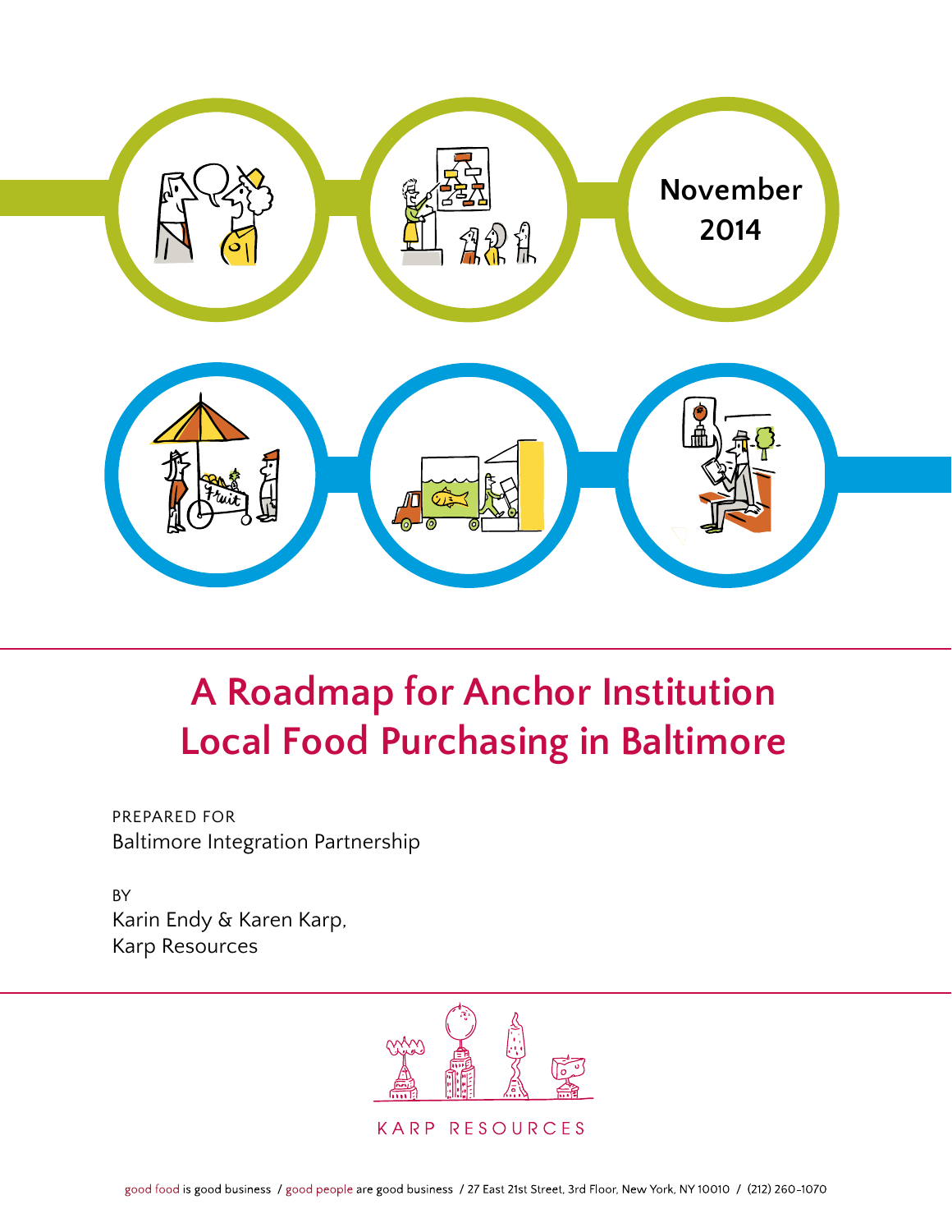November 2014

# A Roadmap for Anchor Institution Local Food Purchasing in Baltimore

PREPARED FOR
Baltimore Integration Partnership

BY
Karin Endy & Karen Karp,
Karp Resources

KARP RESOURCES

good food is good business / good people are good business / 27 East 21st Street, 3rd Floor, New York, NY 10010 / (212) 260-1070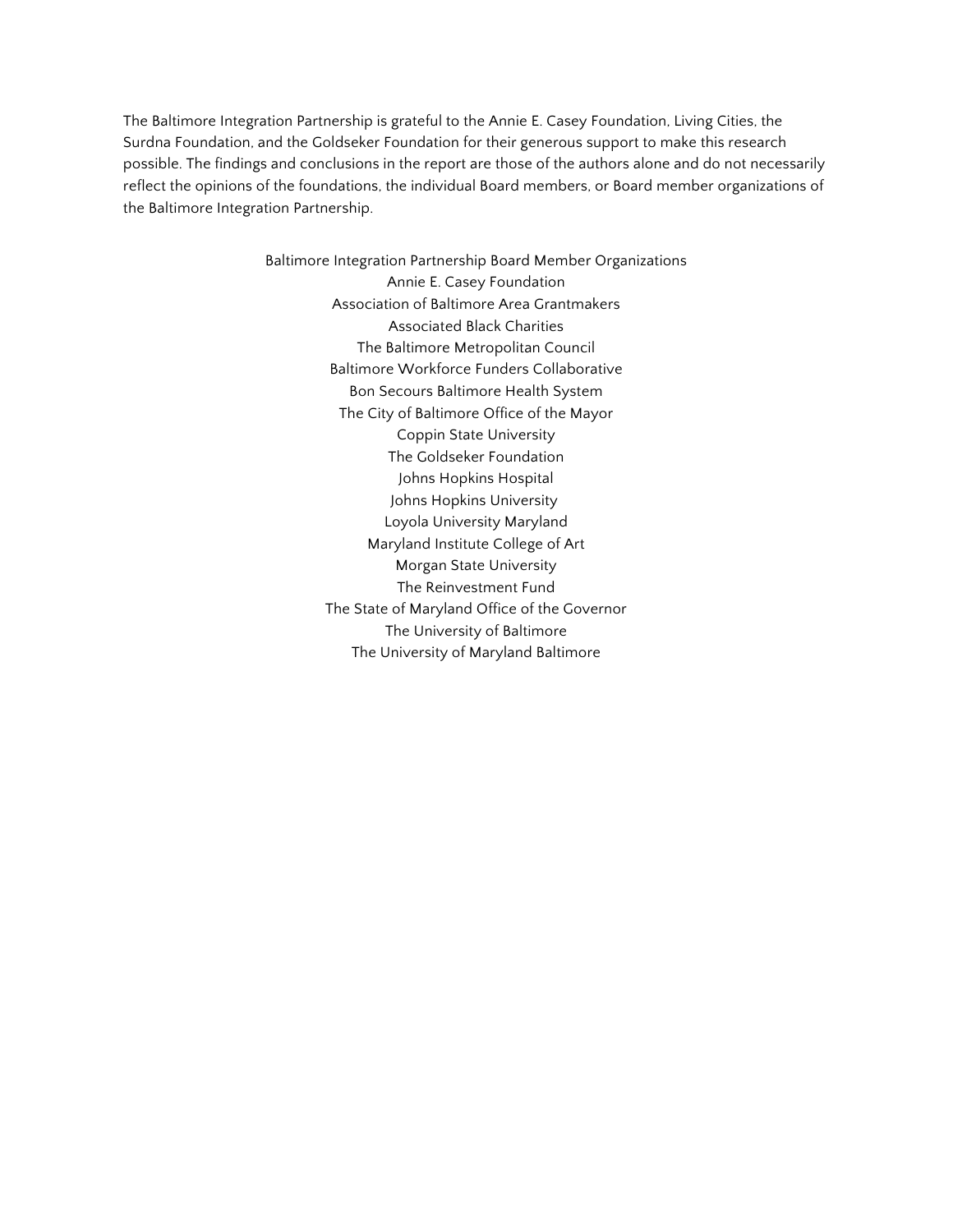The Baltimore Integration Partnership is grateful to the Annie E. Casey Foundation, Living Cities, the Surdna Foundation, and the Goldseker Foundation for their generous support to make this research possible. The findings and conclusions in the report are those of the authors alone and do not necessarily reflect the opinions of the foundations, the individual Board members, or Board member organizations of the Baltimore Integration Partnership.

Baltimore Integration Partnership Board Member Organizations

Annie E. Casey Foundation
Association of Baltimore Area Grantmakers
Associated Black Charities
The Baltimore Metropolitan Council
Baltimore Workforce Funders Collaborative
Bon Secours Baltimore Health System
The City of Baltimore Office of the Mayor
Coppin State University
The Goldseker Foundation
Johns Hopkins Hospital
Johns Hopkins University
Loyola University Maryland
Maryland Institute College of Art
Morgan State University
The Reinvestment Fund
The State of Maryland Office of the Governor
The University of Baltimore
The University of Maryland Baltimore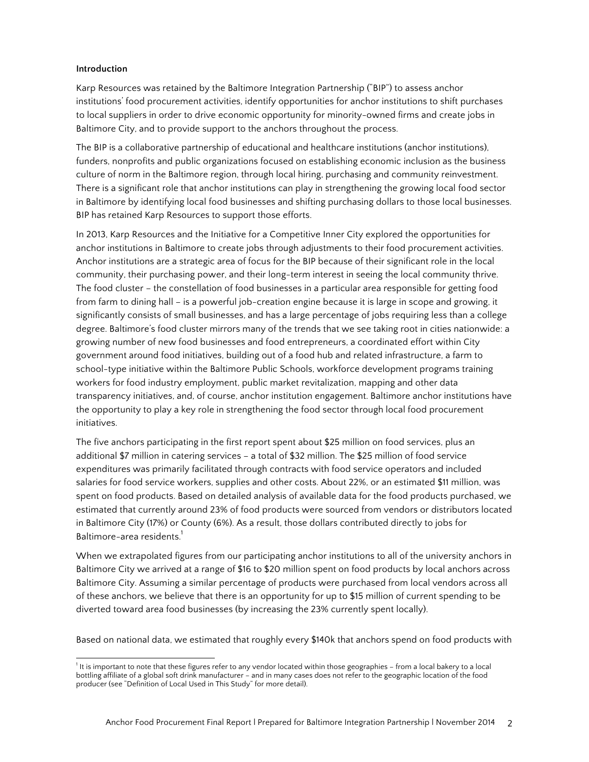**Introduction**

Karp Resources was retained by the Baltimore Integration Partnership ("BIP") to assess anchor institutions' food procurement activities, identify opportunities for anchor institutions to shift purchases to local suppliers in order to drive economic opportunity for minority-owned firms and create jobs in Baltimore City, and to provide support to the anchors throughout the process.

The BIP is a collaborative partnership of educational and healthcare institutions (anchor institutions), funders, nonprofits and public organizations focused on establishing economic inclusion as the business culture of norm in the Baltimore region, through local hiring, purchasing and community reinvestment. There is a significant role that anchor institutions can play in strengthening the growing local food sector in Baltimore by identifying local food businesses and shifting purchasing dollars to those local businesses. BIP has retained Karp Resources to support those efforts.

In 2013, Karp Resources and the Initiative for a Competitive Inner City explored the opportunities for anchor institutions in Baltimore to create jobs through adjustments to their food procurement activities. Anchor institutions are a strategic area of focus for the BIP because of their significant role in the local community, their purchasing power, and their long-term interest in seeing the local community thrive. The food cluster – the constellation of food businesses in a particular area responsible for getting food from farm to dining hall – is a powerful job-creation engine because it is large in scope and growing, it significantly consists of small businesses, and has a large percentage of jobs requiring less than a college degree. Baltimore's food cluster mirrors many of the trends that we see taking root in cities nationwide: a growing number of new food businesses and food entrepreneurs, a coordinated effort within City government around food initiatives, building out of a food hub and related infrastructure, a farm to school-type initiative within the Baltimore Public Schools, workforce development programs training workers for food industry employment, public market revitalization, mapping and other data transparency initiatives, and, of course, anchor institution engagement. Baltimore anchor institutions have the opportunity to play a key role in strengthening the food sector through local food procurement initiatives.

The five anchors participating in the first report spent about $25 million on food services, plus an additional $7 million in catering services – a total of $32 million. The $25 million of food service expenditures was primarily facilitated through contracts with food service operators and included salaries for food service workers, supplies and other costs. About 22%, or an estimated $11 million, was spent on food products. Based on detailed analysis of available data for the food products purchased, we estimated that currently around 23% of food products were sourced from vendors or distributors located in Baltimore City (17%) or County (6%). As a result, those dollars contributed directly to jobs for Baltimore-area residents.[1]

When we extrapolated figures from our participating anchor institutions to all of the university anchors in Baltimore City we arrived at a range of $16 to $20 million spent on food products by local anchors across Baltimore City. Assuming a similar percentage of products were purchased from local vendors across all of these anchors, we believe that there is an opportunity for up to $15 million of current spending to be diverted toward area food businesses (by increasing the 23% currently spent locally).

Based on national data, we estimated that roughly every $140k that anchors spend on food products with

[1] It is important to note that these figures refer to any vendor located within those geographies – from a local bakery to a local bottling affiliate of a global soft drink manufacturer – and in many cases does not refer to the geographic location of the food producer (see "Definition of Local Used in This Study" for more detail).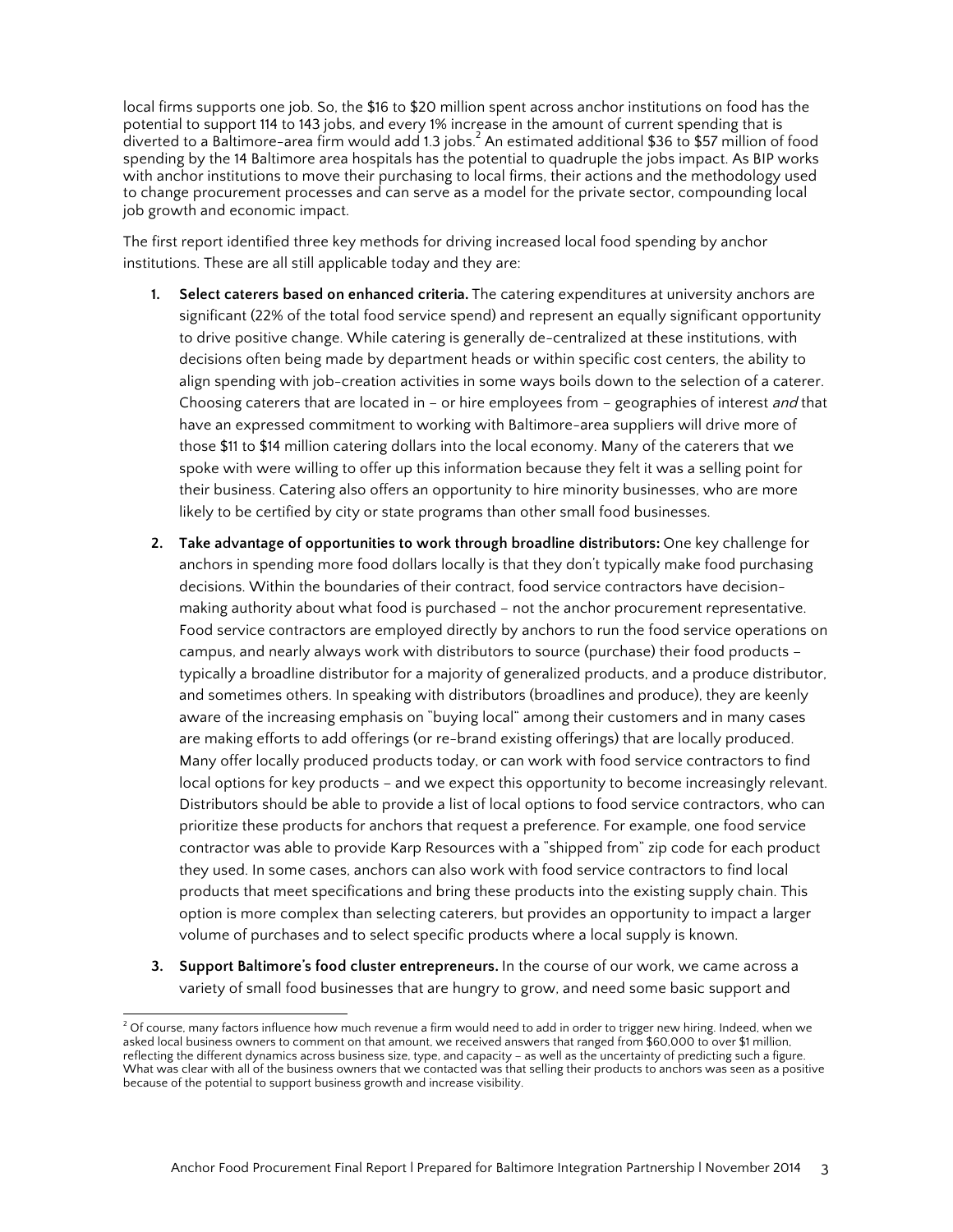local firms supports one job. So, the $16 to $20 million spent across anchor institutions on food has the potential to support 114 to 143 jobs, and every 1% increase in the amount of current spending that is diverted to a Baltimore-area firm would add 1.3 jobs.[2] An estimated additional $36 to $57 million of food spending by the 14 Baltimore area hospitals has the potential to quadruple the jobs impact. As BIP works with anchor institutions to move their purchasing to local firms, their actions and the methodology used to change procurement processes and can serve as a model for the private sector, compounding local job growth and economic impact.

The first report identified three key methods for driving increased local food spending by anchor institutions. These are all still applicable today and they are:

1. **Select caterers based on enhanced criteria.** The catering expenditures at university anchors are significant (22% of the total food service spend) and represent an equally significant opportunity to drive positive change. While catering is generally de-centralized at these institutions, with decisions often being made by department heads or within specific cost centers, the ability to align spending with job-creation activities in some ways boils down to the selection of a caterer. Choosing caterers that are located in – or hire employees from – geographies of interest *and* that have an expressed commitment to working with Baltimore-area suppliers will drive more of those $11 to $14 million catering dollars into the local economy. Many of the caterers that we spoke with were willing to offer up this information because they felt it was a selling point for their business. Catering also offers an opportunity to hire minority businesses, who are more likely to be certified by city or state programs than other small food businesses.

2. **Take advantage of opportunities to work through broadline distributors:** One key challenge for anchors in spending more food dollars locally is that they don't typically make food purchasing decisions. Within the boundaries of their contract, food service contractors have decision-making authority about what food is purchased – not the anchor procurement representative. Food service contractors are employed directly by anchors to run the food service operations on campus, and nearly always work with distributors to source (purchase) their food products – typically a broadline distributor for a majority of generalized products, and a produce distributor, and sometimes others. In speaking with distributors (broadlines and produce), they are keenly aware of the increasing emphasis on "buying local" among their customers and in many cases are making efforts to add offerings (or re-brand existing offerings) that are locally produced. Many offer locally produced products today, or can work with food service contractors to find local options for key products – and we expect this opportunity to become increasingly relevant. Distributors should be able to provide a list of local options to food service contractors, who can prioritize these products for anchors that request a preference. For example, one food service contractor was able to provide Karp Resources with a "shipped from" zip code for each product they used. In some cases, anchors can also work with food service contractors to find local products that meet specifications and bring these products into the existing supply chain. This option is more complex than selecting caterers, but provides an opportunity to impact a larger volume of purchases and to select specific products where a local supply is known.

3. **Support Baltimore's food cluster entrepreneurs.** In the course of our work, we came across a variety of small food businesses that are hungry to grow, and need some basic support and

[2] Of course, many factors influence how much revenue a firm would need to add in order to trigger new hiring. Indeed, when we asked local business owners to comment on that amount, we received answers that ranged from $60,000 to over $1 million, reflecting the different dynamics across business size, type, and capacity – as well as the uncertainty of predicting such a figure. What was clear with all of the business owners that we contacted was that selling their products to anchors was seen as a positive because of the potential to support business growth and increase visibility.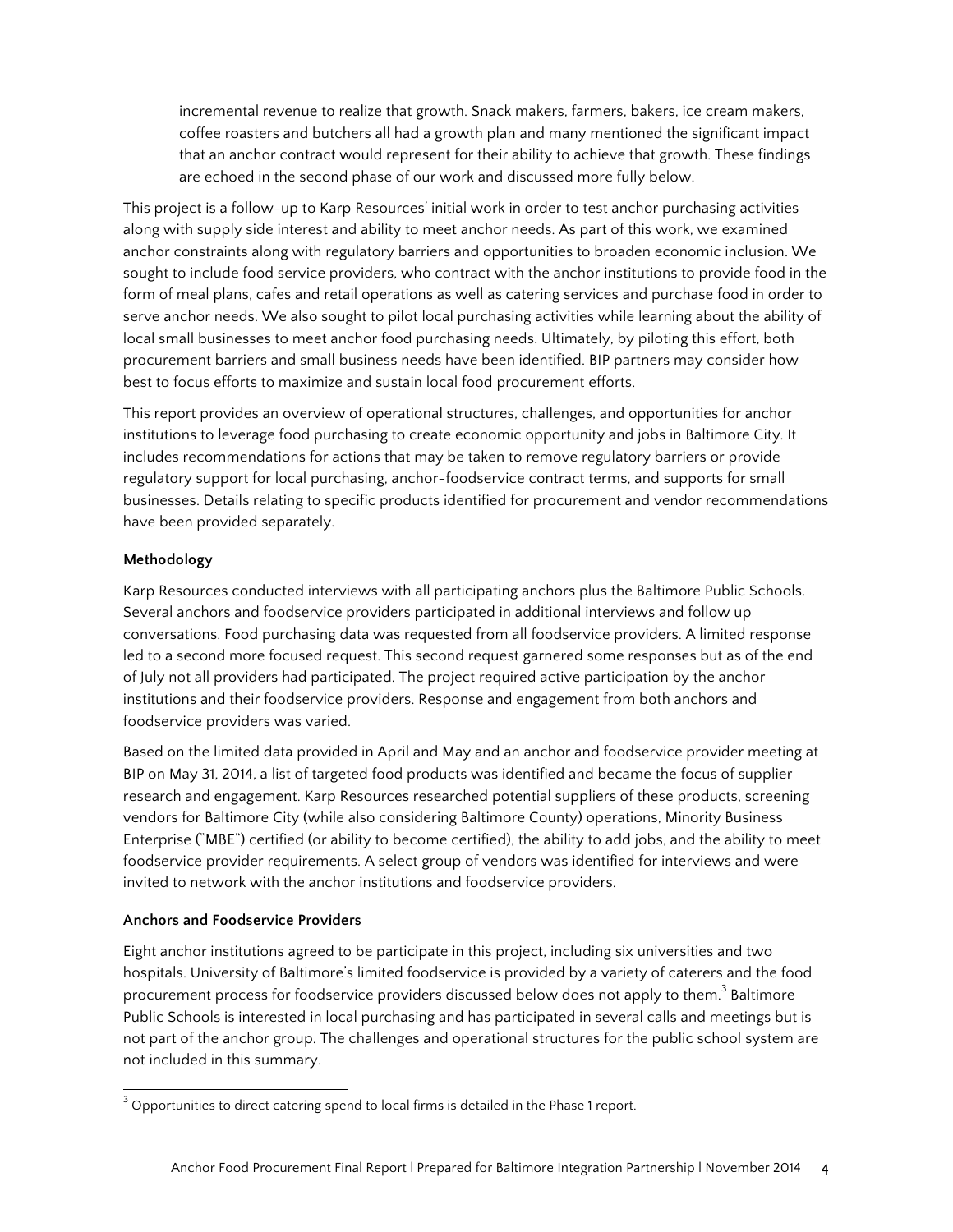> incremental revenue to realize that growth. Snack makers, farmers, bakers, ice cream makers, coffee roasters and butchers all had a growth plan and many mentioned the significant impact that an anchor contract would represent for their ability to achieve that growth. These findings are echoed in the second phase of our work and discussed more fully below.

This project is a follow-up to Karp Resources' initial work in order to test anchor purchasing activities along with supply side interest and ability to meet anchor needs. As part of this work, we examined anchor constraints along with regulatory barriers and opportunities to broaden economic inclusion. We sought to include food service providers, who contract with the anchor institutions to provide food in the form of meal plans, cafes and retail operations as well as catering services and purchase food in order to serve anchor needs. We also sought to pilot local purchasing activities while learning about the ability of local small businesses to meet anchor food purchasing needs. Ultimately, by piloting this effort, both procurement barriers and small business needs have been identified. BIP partners may consider how best to focus efforts to maximize and sustain local food procurement efforts.

This report provides an overview of operational structures, challenges, and opportunities for anchor institutions to leverage food purchasing to create economic opportunity and jobs in Baltimore City. It includes recommendations for actions that may be taken to remove regulatory barriers or provide regulatory support for local purchasing, anchor-foodservice contract terms, and supports for small businesses. Details relating to specific products identified for procurement and vendor recommendations have been provided separately.

**Methodology**

Karp Resources conducted interviews with all participating anchors plus the Baltimore Public Schools. Several anchors and foodservice providers participated in additional interviews and follow up conversations. Food purchasing data was requested from all foodservice providers. A limited response led to a second more focused request. This second request garnered some responses but as of the end of July not all providers had participated. The project required active participation by the anchor institutions and their foodservice providers. Response and engagement from both anchors and foodservice providers was varied.

Based on the limited data provided in April and May and an anchor and foodservice provider meeting at BIP on May 31, 2014, a list of targeted food products was identified and became the focus of supplier research and engagement. Karp Resources researched potential suppliers of these products, screening vendors for Baltimore City (while also considering Baltimore County) operations, Minority Business Enterprise ("MBE") certified (or ability to become certified), the ability to add jobs, and the ability to meet foodservice provider requirements. A select group of vendors was identified for interviews and were invited to network with the anchor institutions and foodservice providers.

**Anchors and Foodservice Providers**

Eight anchor institutions agreed to be participate in this project, including six universities and two hospitals. University of Baltimore's limited foodservice is provided by a variety of caterers and the food procurement process for foodservice providers discussed below does not apply to them.[3] Baltimore Public Schools is interested in local purchasing and has participated in several calls and meetings but is not part of the anchor group. The challenges and operational structures for the public school system are not included in this summary.

[3] Opportunities to direct catering spend to local firms is detailed in the Phase 1 report.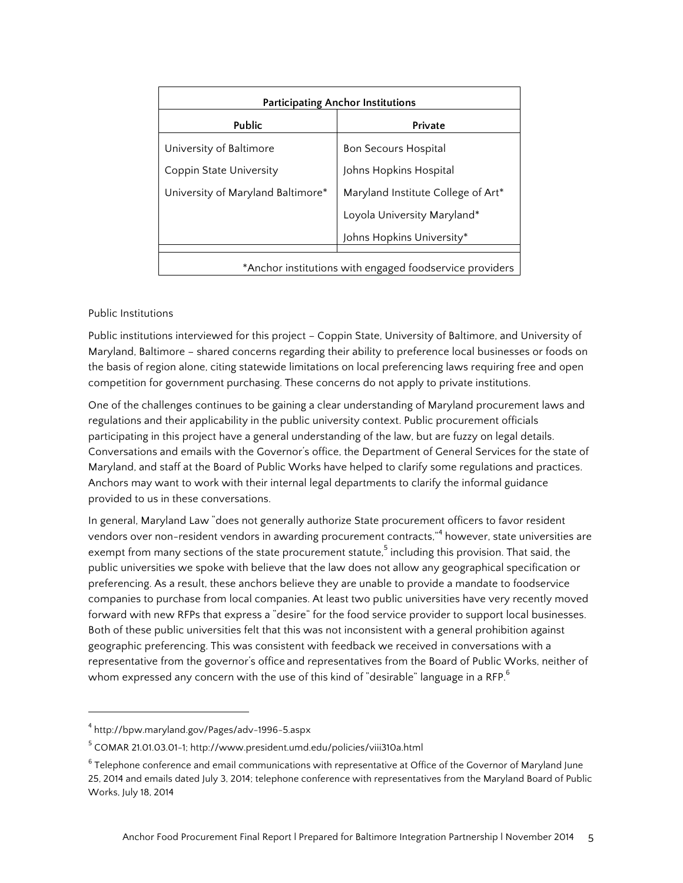| Participating Anchor Institutions | |
|---|---|
| **Public** | **Private** |
| University of Baltimore | Bon Secours Hospital |
| Coppin State University | Johns Hopkins Hospital |
| University of Maryland Baltimore* | Maryland Institute College of Art* |
| | Loyola University Maryland* |
| | Johns Hopkins University* |
| *Anchor institutions with engaged foodservice providers | |

Public Institutions

Public institutions interviewed for this project – Coppin State, University of Baltimore, and University of Maryland, Baltimore – shared concerns regarding their ability to preference local businesses or foods on the basis of region alone, citing statewide limitations on local preferencing laws requiring free and open competition for government purchasing. These concerns do not apply to private institutions.

One of the challenges continues to be gaining a clear understanding of Maryland procurement laws and regulations and their applicability in the public university context. Public procurement officials participating in this project have a general understanding of the law, but are fuzzy on legal details. Conversations and emails with the Governor's office, the Department of General Services for the state of Maryland, and staff at the Board of Public Works have helped to clarify some regulations and practices. Anchors may want to work with their internal legal departments to clarify the informal guidance provided to us in these conversations.

In general, Maryland Law "does not generally authorize State procurement officers to favor resident vendors over non-resident vendors in awarding procurement contracts,"[4] however, state universities are exempt from many sections of the state procurement statute,[5] including this provision. That said, the public universities we spoke with believe that the law does not allow any geographical specification or preferencing. As a result, these anchors believe they are unable to provide a mandate to foodservice companies to purchase from local companies. At least two public universities have very recently moved forward with new RFPs that express a "desire" for the food service provider to support local businesses. Both of these public universities felt that this was not inconsistent with a general prohibition against geographic preferencing. This was consistent with feedback we received in conversations with a representative from the governor's office and representatives from the Board of Public Works, neither of whom expressed any concern with the use of this kind of "desirable" language in a RFP.[6]

---

[4] http://bpw.maryland.gov/Pages/adv-1996-5.aspx

[5] COMAR 21.01.03.01-1; http://www.president.umd.edu/policies/viii310a.html

[6] Telephone conference and email communications with representative at Office of the Governor of Maryland June 25, 2014 and emails dated July 3, 2014; telephone conference with representatives from the Maryland Board of Public Works, July 18, 2014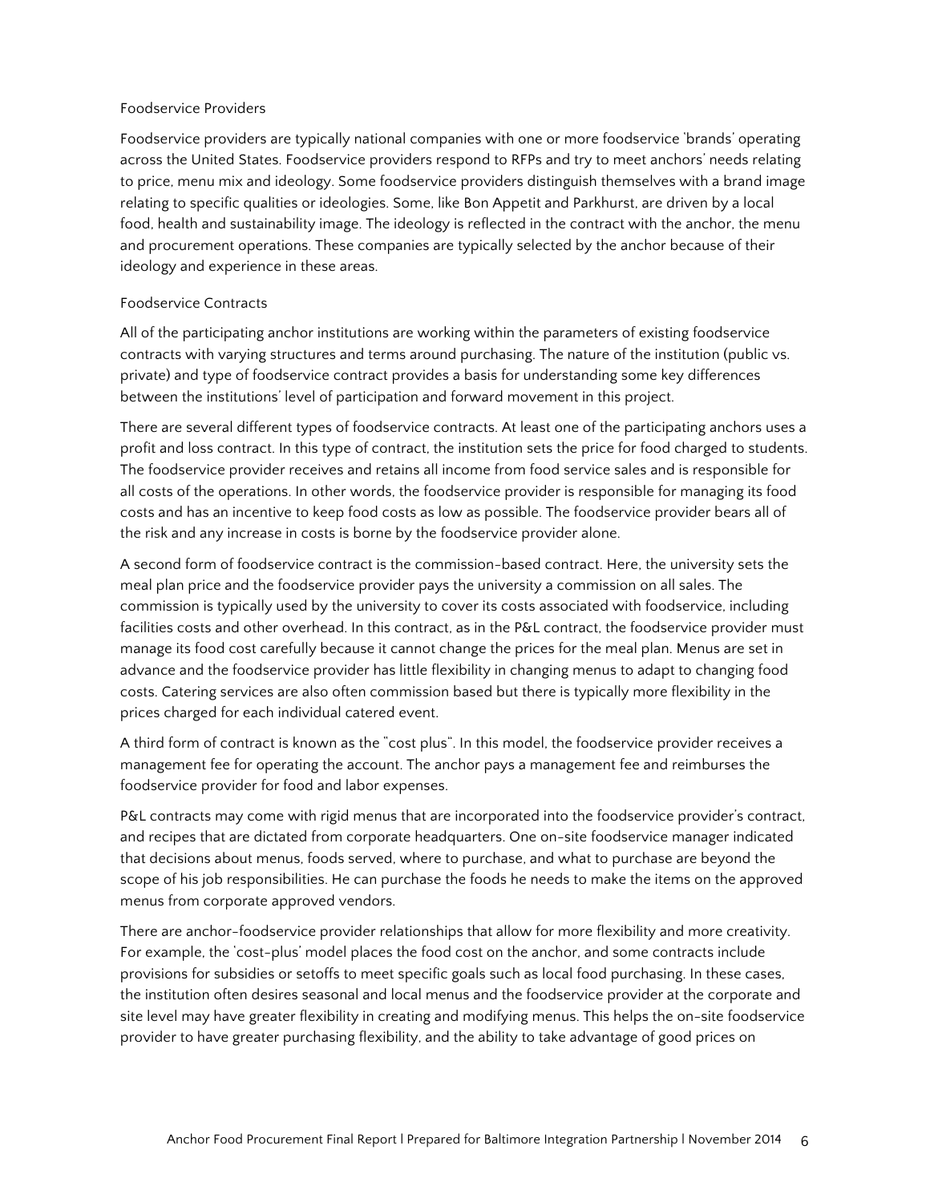### Foodservice Providers

Foodservice providers are typically national companies with one or more foodservice 'brands' operating across the United States. Foodservice providers respond to RFPs and try to meet anchors' needs relating to price, menu mix and ideology. Some foodservice providers distinguish themselves with a brand image relating to specific qualities or ideologies. Some, like Bon Appetit and Parkhurst, are driven by a local food, health and sustainability image. The ideology is reflected in the contract with the anchor, the menu and procurement operations. These companies are typically selected by the anchor because of their ideology and experience in these areas.

### Foodservice Contracts

All of the participating anchor institutions are working within the parameters of existing foodservice contracts with varying structures and terms around purchasing. The nature of the institution (public vs. private) and type of foodservice contract provides a basis for understanding some key differences between the institutions' level of participation and forward movement in this project.

There are several different types of foodservice contracts. At least one of the participating anchors uses a profit and loss contract. In this type of contract, the institution sets the price for food charged to students. The foodservice provider receives and retains all income from food service sales and is responsible for all costs of the operations. In other words, the foodservice provider is responsible for managing its food costs and has an incentive to keep food costs as low as possible. The foodservice provider bears all of the risk and any increase in costs is borne by the foodservice provider alone.

A second form of foodservice contract is the commission-based contract. Here, the university sets the meal plan price and the foodservice provider pays the university a commission on all sales. The commission is typically used by the university to cover its costs associated with foodservice, including facilities costs and other overhead. In this contract, as in the P&L contract, the foodservice provider must manage its food cost carefully because it cannot change the prices for the meal plan. Menus are set in advance and the foodservice provider has little flexibility in changing menus to adapt to changing food costs. Catering services are also often commission based but there is typically more flexibility in the prices charged for each individual catered event.

A third form of contract is known as the "cost plus". In this model, the foodservice provider receives a management fee for operating the account. The anchor pays a management fee and reimburses the foodservice provider for food and labor expenses.

P&L contracts may come with rigid menus that are incorporated into the foodservice provider's contract, and recipes that are dictated from corporate headquarters. One on-site foodservice manager indicated that decisions about menus, foods served, where to purchase, and what to purchase are beyond the scope of his job responsibilities. He can purchase the foods he needs to make the items on the approved menus from corporate approved vendors.

There are anchor-foodservice provider relationships that allow for more flexibility and more creativity. For example, the 'cost-plus' model places the food cost on the anchor, and some contracts include provisions for subsidies or setoffs to meet specific goals such as local food purchasing. In these cases, the institution often desires seasonal and local menus and the foodservice provider at the corporate and site level may have greater flexibility in creating and modifying menus. This helps the on-site foodservice provider to have greater purchasing flexibility, and the ability to take advantage of good prices on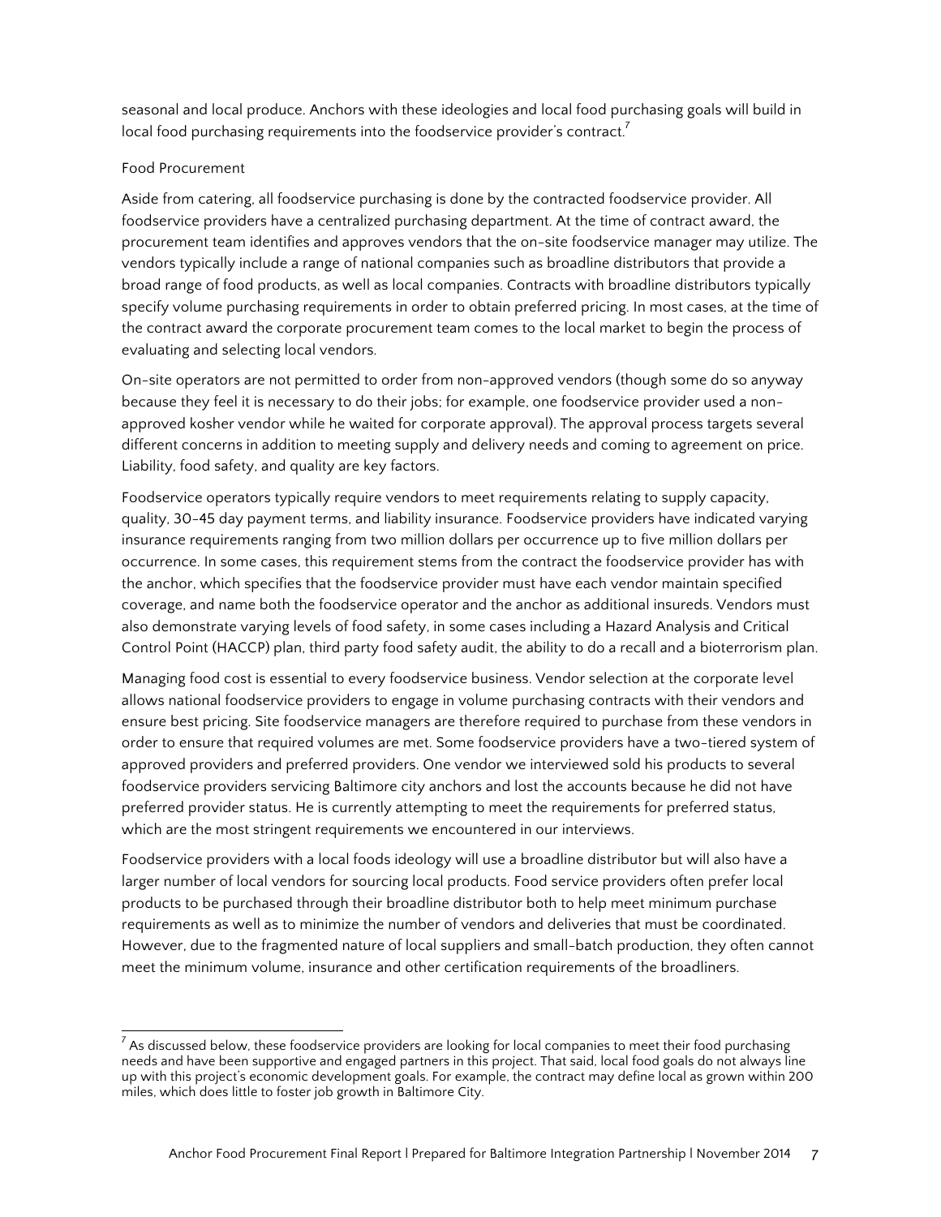seasonal and local produce. Anchors with these ideologies and local food purchasing goals will build in local food purchasing requirements into the foodservice provider's contract.[7]

### Food Procurement

Aside from catering, all foodservice purchasing is done by the contracted foodservice provider. All foodservice providers have a centralized purchasing department. At the time of contract award, the procurement team identifies and approves vendors that the on-site foodservice manager may utilize. The vendors typically include a range of national companies such as broadline distributors that provide a broad range of food products, as well as local companies. Contracts with broadline distributors typically specify volume purchasing requirements in order to obtain preferred pricing. In most cases, at the time of the contract award the corporate procurement team comes to the local market to begin the process of evaluating and selecting local vendors.

On-site operators are not permitted to order from non-approved vendors (though some do so anyway because they feel it is necessary to do their jobs; for example, one foodservice provider used a non-approved kosher vendor while he waited for corporate approval). The approval process targets several different concerns in addition to meeting supply and delivery needs and coming to agreement on price. Liability, food safety, and quality are key factors.

Foodservice operators typically require vendors to meet requirements relating to supply capacity, quality, 30-45 day payment terms, and liability insurance. Foodservice providers have indicated varying insurance requirements ranging from two million dollars per occurrence up to five million dollars per occurrence. In some cases, this requirement stems from the contract the foodservice provider has with the anchor, which specifies that the foodservice provider must have each vendor maintain specified coverage, and name both the foodservice operator and the anchor as additional insureds. Vendors must also demonstrate varying levels of food safety, in some cases including a Hazard Analysis and Critical Control Point (HACCP) plan, third party food safety audit, the ability to do a recall and a bioterrorism plan.

Managing food cost is essential to every foodservice business. Vendor selection at the corporate level allows national foodservice providers to engage in volume purchasing contracts with their vendors and ensure best pricing. Site foodservice managers are therefore required to purchase from these vendors in order to ensure that required volumes are met. Some foodservice providers have a two-tiered system of approved providers and preferred providers. One vendor we interviewed sold his products to several foodservice providers servicing Baltimore city anchors and lost the accounts because he did not have preferred provider status. He is currently attempting to meet the requirements for preferred status, which are the most stringent requirements we encountered in our interviews.

Foodservice providers with a local foods ideology will use a broadline distributor but will also have a larger number of local vendors for sourcing local products. Food service providers often prefer local products to be purchased through their broadline distributor both to help meet minimum purchase requirements as well as to minimize the number of vendors and deliveries that must be coordinated. However, due to the fragmented nature of local suppliers and small-batch production, they often cannot meet the minimum volume, insurance and other certification requirements of the broadliners.

---

[7] As discussed below, these foodservice providers are looking for local companies to meet their food purchasing needs and have been supportive and engaged partners in this project. That said, local food goals do not always line up with this project's economic development goals. For example, the contract may define local as grown within 200 miles, which does little to foster job growth in Baltimore City.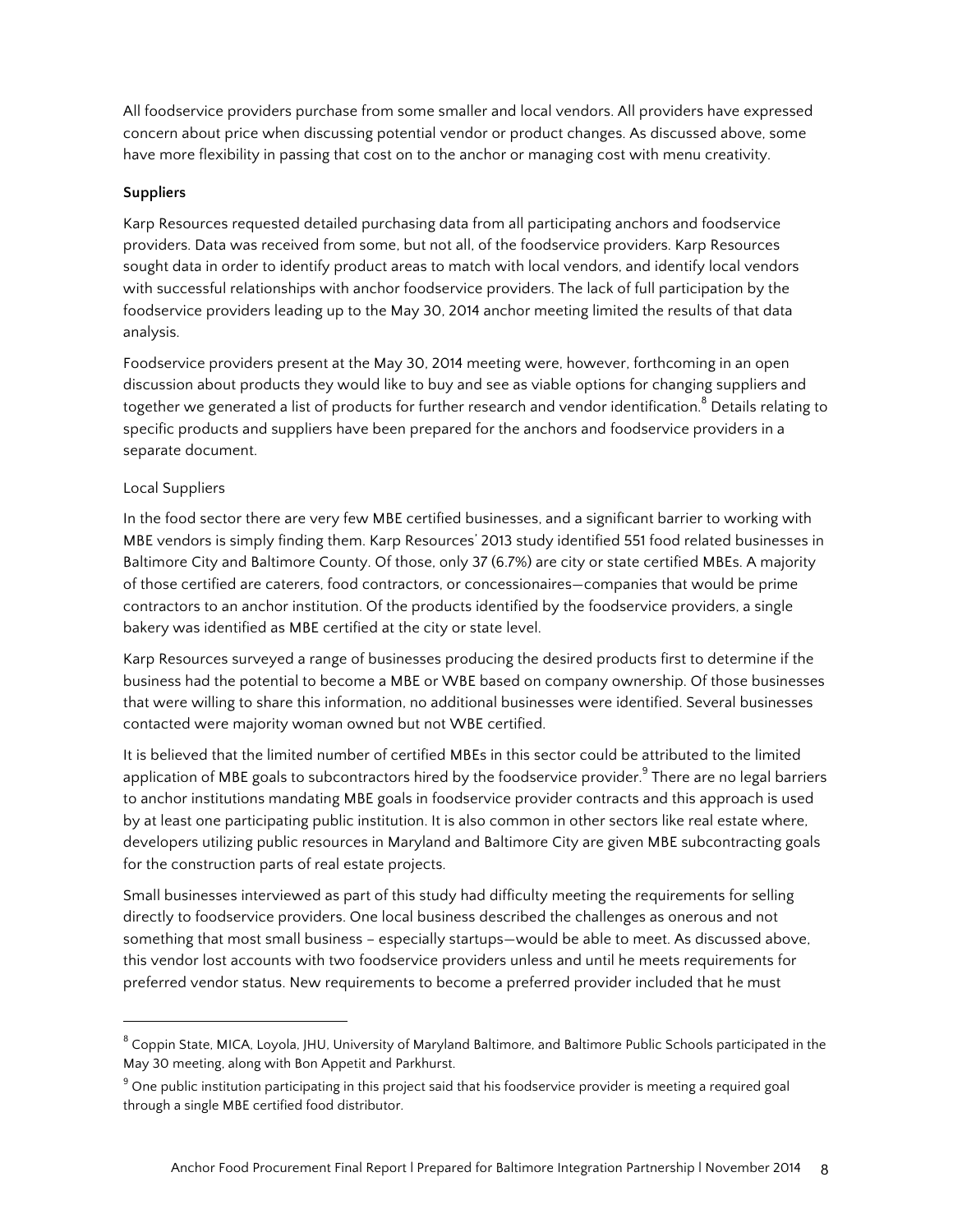All foodservice providers purchase from some smaller and local vendors. All providers have expressed concern about price when discussing potential vendor or product changes. As discussed above, some have more flexibility in passing that cost on to the anchor or managing cost with menu creativity.

**Suppliers**

Karp Resources requested detailed purchasing data from all participating anchors and foodservice providers. Data was received from some, but not all, of the foodservice providers. Karp Resources sought data in order to identify product areas to match with local vendors, and identify local vendors with successful relationships with anchor foodservice providers. The lack of full participation by the foodservice providers leading up to the May 30, 2014 anchor meeting limited the results of that data analysis.

Foodservice providers present at the May 30, 2014 meeting were, however, forthcoming in an open discussion about products they would like to buy and see as viable options for changing suppliers and together we generated a list of products for further research and vendor identification.[8] Details relating to specific products and suppliers have been prepared for the anchors and foodservice providers in a separate document.

Local Suppliers

In the food sector there are very few MBE certified businesses, and a significant barrier to working with MBE vendors is simply finding them. Karp Resources' 2013 study identified 551 food related businesses in Baltimore City and Baltimore County. Of those, only 37 (6.7%) are city or state certified MBEs. A majority of those certified are caterers, food contractors, or concessionaires—companies that would be prime contractors to an anchor institution. Of the products identified by the foodservice providers, a single bakery was identified as MBE certified at the city or state level.

Karp Resources surveyed a range of businesses producing the desired products first to determine if the business had the potential to become a MBE or WBE based on company ownership. Of those businesses that were willing to share this information, no additional businesses were identified. Several businesses contacted were majority woman owned but not WBE certified.

It is believed that the limited number of certified MBEs in this sector could be attributed to the limited application of MBE goals to subcontractors hired by the foodservice provider.[9] There are no legal barriers to anchor institutions mandating MBE goals in foodservice provider contracts and this approach is used by at least one participating public institution. It is also common in other sectors like real estate where, developers utilizing public resources in Maryland and Baltimore City are given MBE subcontracting goals for the construction parts of real estate projects.

Small businesses interviewed as part of this study had difficulty meeting the requirements for selling directly to foodservice providers. One local business described the challenges as onerous and not something that most small business – especially startups—would be able to meet. As discussed above, this vendor lost accounts with two foodservice providers unless and until he meets requirements for preferred vendor status. New requirements to become a preferred provider included that he must

---

[8] Coppin State, MICA, Loyola, JHU, University of Maryland Baltimore, and Baltimore Public Schools participated in the May 30 meeting, along with Bon Appetit and Parkhurst.

[9] One public institution participating in this project said that his foodservice provider is meeting a required goal through a single MBE certified food distributor.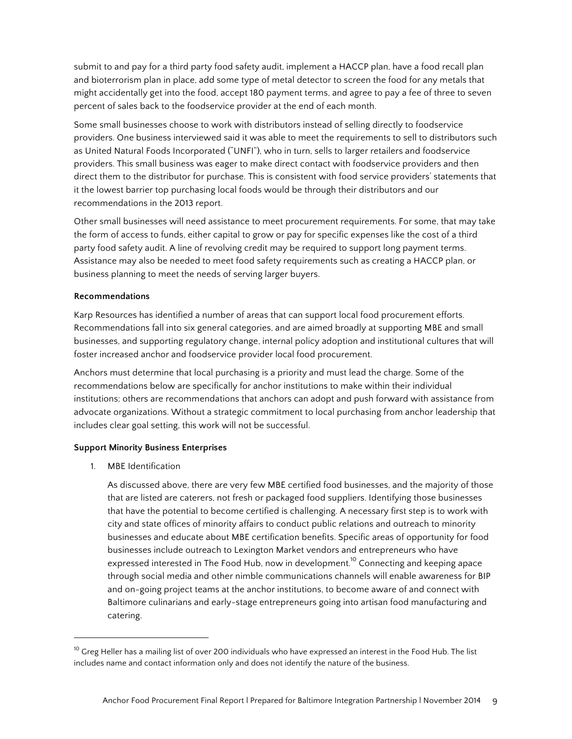submit to and pay for a third party food safety audit, implement a HACCP plan, have a food recall plan and bioterrorism plan in place, add some type of metal detector to screen the food for any metals that might accidentally get into the food, accept 180 payment terms, and agree to pay a fee of three to seven percent of sales back to the foodservice provider at the end of each month.

Some small businesses choose to work with distributors instead of selling directly to foodservice providers. One business interviewed said it was able to meet the requirements to sell to distributors such as United Natural Foods Incorporated ("UNFI"), who in turn, sells to larger retailers and foodservice providers. This small business was eager to make direct contact with foodservice providers and then direct them to the distributor for purchase. This is consistent with food service providers' statements that it the lowest barrier top purchasing local foods would be through their distributors and our recommendations in the 2013 report.

Other small businesses will need assistance to meet procurement requirements. For some, that may take the form of access to funds, either capital to grow or pay for specific expenses like the cost of a third party food safety audit. A line of revolving credit may be required to support long payment terms. Assistance may also be needed to meet food safety requirements such as creating a HACCP plan, or business planning to meet the needs of serving larger buyers.

**Recommendations**

Karp Resources has identified a number of areas that can support local food procurement efforts. Recommendations fall into six general categories, and are aimed broadly at supporting MBE and small businesses, and supporting regulatory change, internal policy adoption and institutional cultures that will foster increased anchor and foodservice provider local food procurement.

Anchors must determine that local purchasing is a priority and must lead the charge. Some of the recommendations below are specifically for anchor institutions to make within their individual institutions; others are recommendations that anchors can adopt and push forward with assistance from advocate organizations. Without a strategic commitment to local purchasing from anchor leadership that includes clear goal setting, this work will not be successful.

**Support Minority Business Enterprises**

1. MBE Identification

   As discussed above, there are very few MBE certified food businesses, and the majority of those that are listed are caterers, not fresh or packaged food suppliers. Identifying those businesses that have the potential to become certified is challenging. A necessary first step is to work with city and state offices of minority affairs to conduct public relations and outreach to minority businesses and educate about MBE certification benefits. Specific areas of opportunity for food businesses include outreach to Lexington Market vendors and entrepreneurs who have expressed interested in The Food Hub, now in development.[10] Connecting and keeping apace through social media and other nimble communications channels will enable awareness for BIP and on-going project teams at the anchor institutions, to become aware of and connect with Baltimore culinarians and early-stage entrepreneurs going into artisan food manufacturing and catering.

[10] Greg Heller has a mailing list of over 200 individuals who have expressed an interest in the Food Hub. The list includes name and contact information only and does not identify the nature of the business.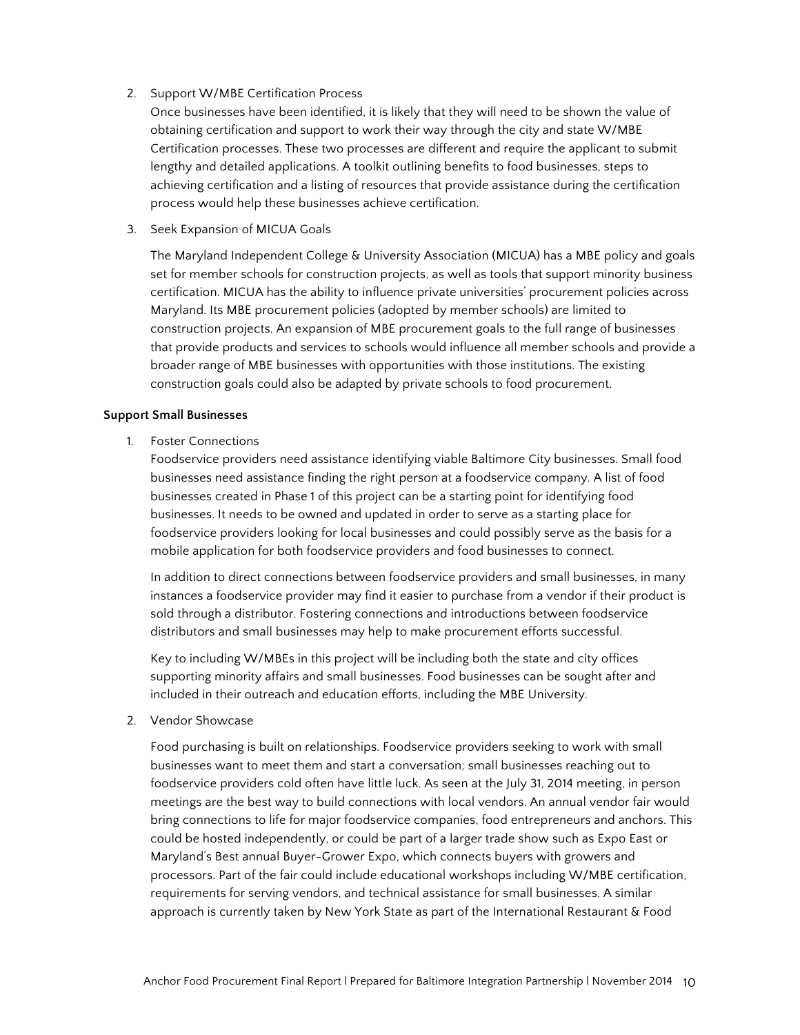2. Support W/MBE Certification Process

   Once businesses have been identified, it is likely that they will need to be shown the value of obtaining certification and support to work their way through the city and state W/MBE Certification processes. These two processes are different and require the applicant to submit lengthy and detailed applications. A toolkit outlining benefits to food businesses, steps to achieving certification and a listing of resources that provide assistance during the certification process would help these businesses achieve certification.

3. Seek Expansion of MICUA Goals

   The Maryland Independent College & University Association (MICUA) has a MBE policy and goals set for member schools for construction projects, as well as tools that support minority business certification. MICUA has the ability to influence private universities' procurement policies across Maryland. Its MBE procurement policies (adopted by member schools) are limited to construction projects. An expansion of MBE procurement goals to the full range of businesses that provide products and services to schools would influence all member schools and provide a broader range of MBE businesses with opportunities with those institutions. The existing construction goals could also be adapted by private schools to food procurement.

**Support Small Businesses**

1. Foster Connections

   Foodservice providers need assistance identifying viable Baltimore City businesses. Small food businesses need assistance finding the right person at a foodservice company. A list of food businesses created in Phase 1 of this project can be a starting point for identifying food businesses. It needs to be owned and updated in order to serve as a starting place for foodservice providers looking for local businesses and could possibly serve as the basis for a mobile application for both foodservice providers and food businesses to connect.

   In addition to direct connections between foodservice providers and small businesses, in many instances a foodservice provider may find it easier to purchase from a vendor if their product is sold through a distributor. Fostering connections and introductions between foodservice distributors and small businesses may help to make procurement efforts successful.

   Key to including W/MBEs in this project will be including both the state and city offices supporting minority affairs and small businesses. Food businesses can be sought after and included in their outreach and education efforts, including the MBE University.

2. Vendor Showcase

   Food purchasing is built on relationships. Foodservice providers seeking to work with small businesses want to meet them and start a conversation; small businesses reaching out to foodservice providers cold often have little luck. As seen at the July 31, 2014 meeting, in person meetings are the best way to build connections with local vendors. An annual vendor fair would bring connections to life for major foodservice companies, food entrepreneurs and anchors. This could be hosted independently, or could be part of a larger trade show such as Expo East or Maryland's Best annual Buyer-Grower Expo, which connects buyers with growers and processors. Part of the fair could include educational workshops including W/MBE certification, requirements for serving vendors, and technical assistance for small businesses. A similar approach is currently taken by New York State as part of the International Restaurant & Food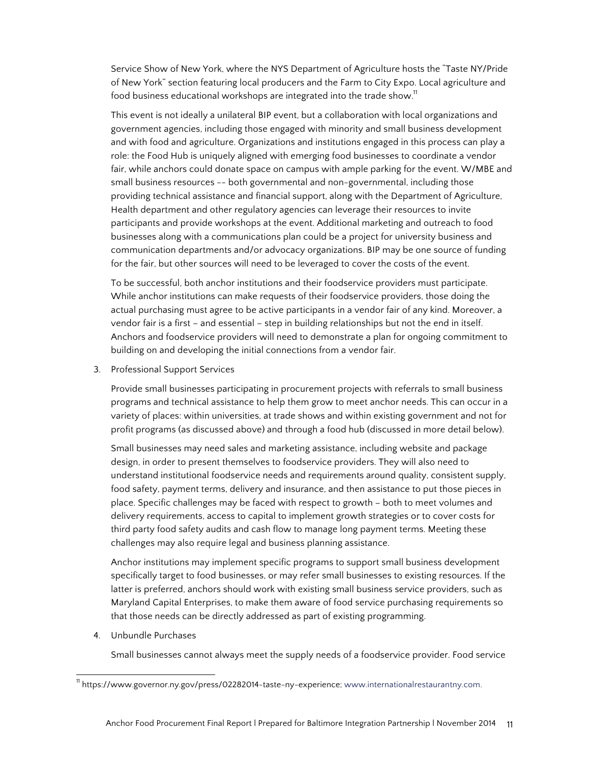Service Show of New York, where the NYS Department of Agriculture hosts the "Taste NY/Pride of New York" section featuring local producers and the Farm to City Expo. Local agriculture and food business educational workshops are integrated into the trade show.[11]

This event is not ideally a unilateral BIP event, but a collaboration with local organizations and government agencies, including those engaged with minority and small business development and with food and agriculture. Organizations and institutions engaged in this process can play a role: the Food Hub is uniquely aligned with emerging food businesses to coordinate a vendor fair, while anchors could donate space on campus with ample parking for the event. W/MBE and small business resources -- both governmental and non-governmental, including those providing technical assistance and financial support, along with the Department of Agriculture, Health department and other regulatory agencies can leverage their resources to invite participants and provide workshops at the event. Additional marketing and outreach to food businesses along with a communications plan could be a project for university business and communication departments and/or advocacy organizations. BIP may be one source of funding for the fair, but other sources will need to be leveraged to cover the costs of the event.

To be successful, both anchor institutions and their foodservice providers must participate. While anchor institutions can make requests of their foodservice providers, those doing the actual purchasing must agree to be active participants in a vendor fair of any kind. Moreover, a vendor fair is a first – and essential – step in building relationships but not the end in itself. Anchors and foodservice providers will need to demonstrate a plan for ongoing commitment to building on and developing the initial connections from a vendor fair.

3. Professional Support Services

   Provide small businesses participating in procurement projects with referrals to small business programs and technical assistance to help them grow to meet anchor needs. This can occur in a variety of places: within universities, at trade shows and within existing government and not for profit programs (as discussed above) and through a food hub (discussed in more detail below).

   Small businesses may need sales and marketing assistance, including website and package design, in order to present themselves to foodservice providers. They will also need to understand institutional foodservice needs and requirements around quality, consistent supply, food safety, payment terms, delivery and insurance, and then assistance to put those pieces in place. Specific challenges may be faced with respect to growth – both to meet volumes and delivery requirements, access to capital to implement growth strategies or to cover costs for third party food safety audits and cash flow to manage long payment terms. Meeting these challenges may also require legal and business planning assistance.

   Anchor institutions may implement specific programs to support small business development specifically target to food businesses, or may refer small businesses to existing resources. If the latter is preferred, anchors should work with existing small business service providers, such as Maryland Capital Enterprises, to make them aware of food service purchasing requirements so that those needs can be directly addressed as part of existing programming.

4. Unbundle Purchases

   Small businesses cannot always meet the supply needs of a foodservice provider. Food service

[11] https://www.governor.ny.gov/press/02282014-taste-ny-experience; www.internationalrestaurantny.com.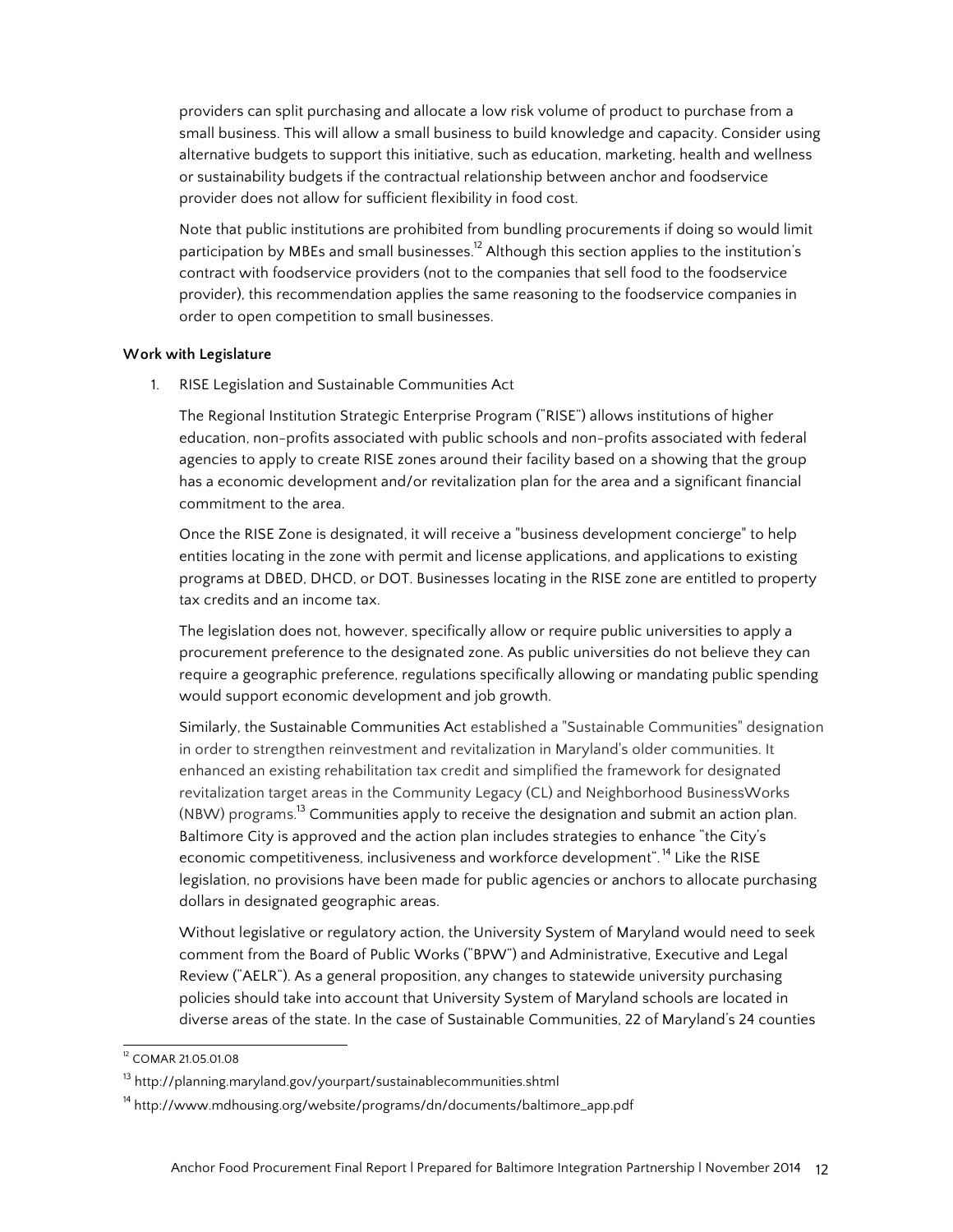providers can split purchasing and allocate a low risk volume of product to purchase from a small business. This will allow a small business to build knowledge and capacity. Consider using alternative budgets to support this initiative, such as education, marketing, health and wellness or sustainability budgets if the contractual relationship between anchor and foodservice provider does not allow for sufficient flexibility in food cost.

Note that public institutions are prohibited from bundling procurements if doing so would limit participation by MBEs and small businesses.[12] Although this section applies to the institution's contract with foodservice providers (not to the companies that sell food to the foodservice provider), this recommendation applies the same reasoning to the foodservice companies in order to open competition to small businesses.

**Work with Legislature**

1. RISE Legislation and Sustainable Communities Act

   The Regional Institution Strategic Enterprise Program ("RISE") allows institutions of higher education, non-profits associated with public schools and non-profits associated with federal agencies to apply to create RISE zones around their facility based on a showing that the group has a economic development and/or revitalization plan for the area and a significant financial commitment to the area.

   Once the RISE Zone is designated, it will receive a "business development concierge" to help entities locating in the zone with permit and license applications, and applications to existing programs at DBED, DHCD, or DOT. Businesses locating in the RISE zone are entitled to property tax credits and an income tax.

   The legislation does not, however, specifically allow or require public universities to apply a procurement preference to the designated zone. As public universities do not believe they can require a geographic preference, regulations specifically allowing or mandating public spending would support economic development and job growth.

   Similarly, the Sustainable Communities Act established a "Sustainable Communities" designation in order to strengthen reinvestment and revitalization in Maryland's older communities. It enhanced an existing rehabilitation tax credit and simplified the framework for designated revitalization target areas in the Community Legacy (CL) and Neighborhood BusinessWorks (NBW) programs.[13] Communities apply to receive the designation and submit an action plan. Baltimore City is approved and the action plan includes strategies to enhance "the City's economic competitiveness, inclusiveness and workforce development".[14] Like the RISE legislation, no provisions have been made for public agencies or anchors to allocate purchasing dollars in designated geographic areas.

   Without legislative or regulatory action, the University System of Maryland would need to seek comment from the Board of Public Works ("BPW") and Administrative, Executive and Legal Review ("AELR"). As a general proposition, any changes to statewide university purchasing policies should take into account that University System of Maryland schools are located in diverse areas of the state. In the case of Sustainable Communities, 22 of Maryland's 24 counties

[12] COMAR 21.05.01.08

[13] http://planning.maryland.gov/yourpart/sustainablecommunities.shtml

[14] http://www.mdhousing.org/website/programs/dn/documents/baltimore_app.pdf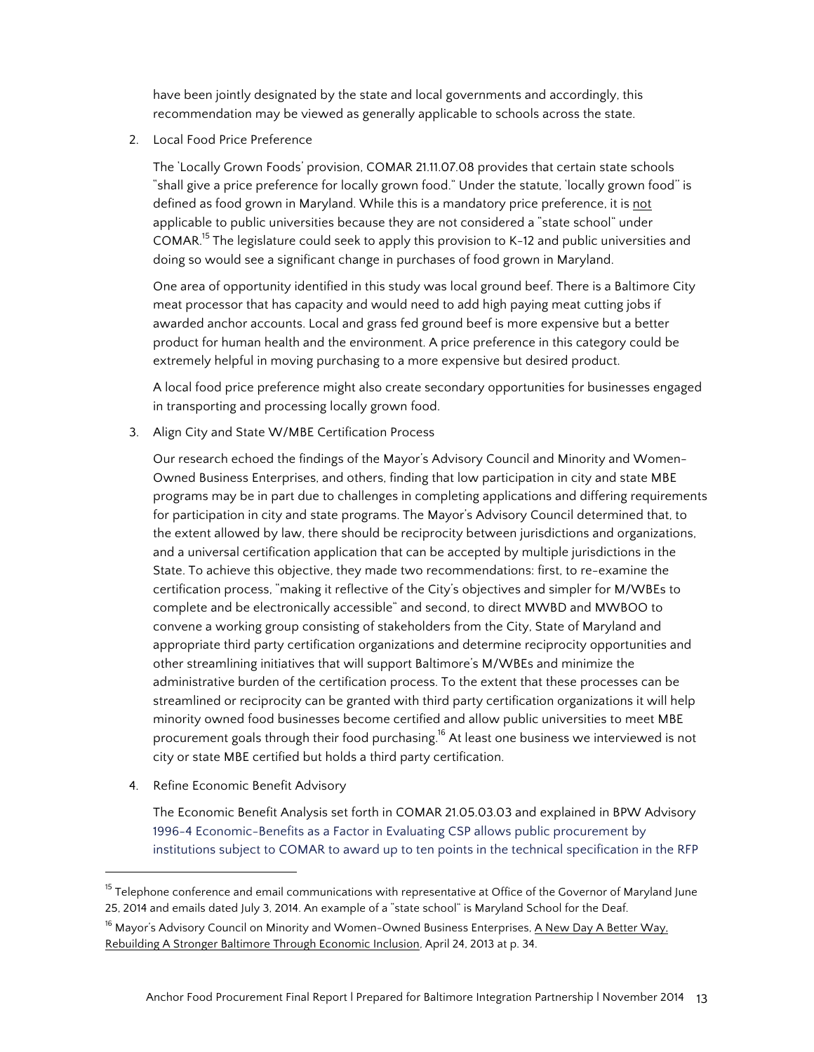have been jointly designated by the state and local governments and accordingly, this recommendation may be viewed as generally applicable to schools across the state.

2. Local Food Price Preference

   The 'Locally Grown Foods' provision, COMAR 21.11.07.08 provides that certain state schools "shall give a price preference for locally grown food." Under the statute, 'locally grown food" is defined as food grown in Maryland. While this is a mandatory price preference, it is not applicable to public universities because they are not considered a "state school" under COMAR.[15] The legislature could seek to apply this provision to K-12 and public universities and doing so would see a significant change in purchases of food grown in Maryland.

   One area of opportunity identified in this study was local ground beef. There is a Baltimore City meat processor that has capacity and would need to add high paying meat cutting jobs if awarded anchor accounts. Local and grass fed ground beef is more expensive but a better product for human health and the environment. A price preference in this category could be extremely helpful in moving purchasing to a more expensive but desired product.

   A local food price preference might also create secondary opportunities for businesses engaged in transporting and processing locally grown food.

3. Align City and State W/MBE Certification Process

   Our research echoed the findings of the Mayor's Advisory Council and Minority and Women-Owned Business Enterprises, and others, finding that low participation in city and state MBE programs may be in part due to challenges in completing applications and differing requirements for participation in city and state programs. The Mayor's Advisory Council determined that, to the extent allowed by law, there should be reciprocity between jurisdictions and organizations, and a universal certification application that can be accepted by multiple jurisdictions in the State. To achieve this objective, they made two recommendations: first, to re-examine the certification process, "making it reflective of the City's objectives and simpler for M/WBEs to complete and be electronically accessible" and second, to direct MWBD and MWBOO to convene a working group consisting of stakeholders from the City, State of Maryland and appropriate third party certification organizations and determine reciprocity opportunities and other streamlining initiatives that will support Baltimore's M/WBEs and minimize the administrative burden of the certification process. To the extent that these processes can be streamlined or reciprocity can be granted with third party certification organizations it will help minority owned food businesses become certified and allow public universities to meet MBE procurement goals through their food purchasing.[16] At least one business we interviewed is not city or state MBE certified but holds a third party certification.

4. Refine Economic Benefit Advisory

   The Economic Benefit Analysis set forth in COMAR 21.05.03.03 and explained in BPW Advisory 1996-4 Economic-Benefits as a Factor in Evaluating CSP allows public procurement by institutions subject to COMAR to award up to ten points in the technical specification in the RFP

---

[15] Telephone conference and email communications with representative at Office of the Governor of Maryland June 25, 2014 and emails dated July 3, 2014. An example of a "state school" is Maryland School for the Deaf.

[16] Mayor's Advisory Council on Minority and Women-Owned Business Enterprises, A New Day A Better Way, Rebuilding A Stronger Baltimore Through Economic Inclusion, April 24, 2013 at p. 34.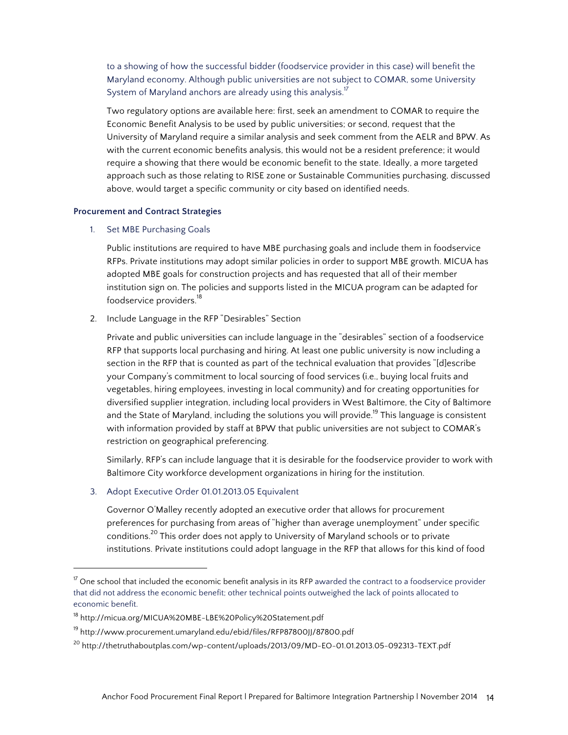to a showing of how the successful bidder (foodservice provider in this case) will benefit the Maryland economy. Although public universities are not subject to COMAR, some University System of Maryland anchors are already using this analysis.[17]

Two regulatory options are available here: first, seek an amendment to COMAR to require the Economic Benefit Analysis to be used by public universities; or second, request that the University of Maryland require a similar analysis and seek comment from the AELR and BPW. As with the current economic benefits analysis, this would not be a resident preference; it would require a showing that there would be economic benefit to the state. Ideally, a more targeted approach such as those relating to RISE zone or Sustainable Communities purchasing, discussed above, would target a specific community or city based on identified needs.

**Procurement and Contract Strategies**

1. Set MBE Purchasing Goals

   Public institutions are required to have MBE purchasing goals and include them in foodservice RFPs. Private institutions may adopt similar policies in order to support MBE growth. MICUA has adopted MBE goals for construction projects and has requested that all of their member institution sign on. The policies and supports listed in the MICUA program can be adapted for foodservice providers.[18]

2. Include Language in the RFP "Desirables" Section

   Private and public universities can include language in the "desirables" section of a foodservice RFP that supports local purchasing and hiring. At least one public university is now including a section in the RFP that is counted as part of the technical evaluation that provides "[d]escribe your Company's commitment to local sourcing of food services (i.e., buying local fruits and vegetables, hiring employees, investing in local community) and for creating opportunities for diversified supplier integration, including local providers in West Baltimore, the City of Baltimore and the State of Maryland, including the solutions you will provide.[19] This language is consistent with information provided by staff at BPW that public universities are not subject to COMAR's restriction on geographical preferencing.

   Similarly, RFP's can include language that it is desirable for the foodservice provider to work with Baltimore City workforce development organizations in hiring for the institution.

3. Adopt Executive Order 01.01.2013.05 Equivalent

   Governor O'Malley recently adopted an executive order that allows for procurement preferences for purchasing from areas of "higher than average unemployment" under specific conditions.[20] This order does not apply to University of Maryland schools or to private institutions. Private institutions could adopt language in the RFP that allows for this kind of food

---

[17] One school that included the economic benefit analysis in its RFP awarded the contract to a foodservice provider that did not address the economic benefit; other technical points outweighed the lack of points allocated to economic benefit.

[18] http://micua.org/MICUA%20MBE-LBE%20Policy%20Statement.pdf

[19] http://www.procurement.umaryland.edu/ebid/files/RFP87800JJ/87800.pdf

[20] http://thetruthaboutplas.com/wp-content/uploads/2013/09/MD-EO-01.01.2013.05-092313-TEXT.pdf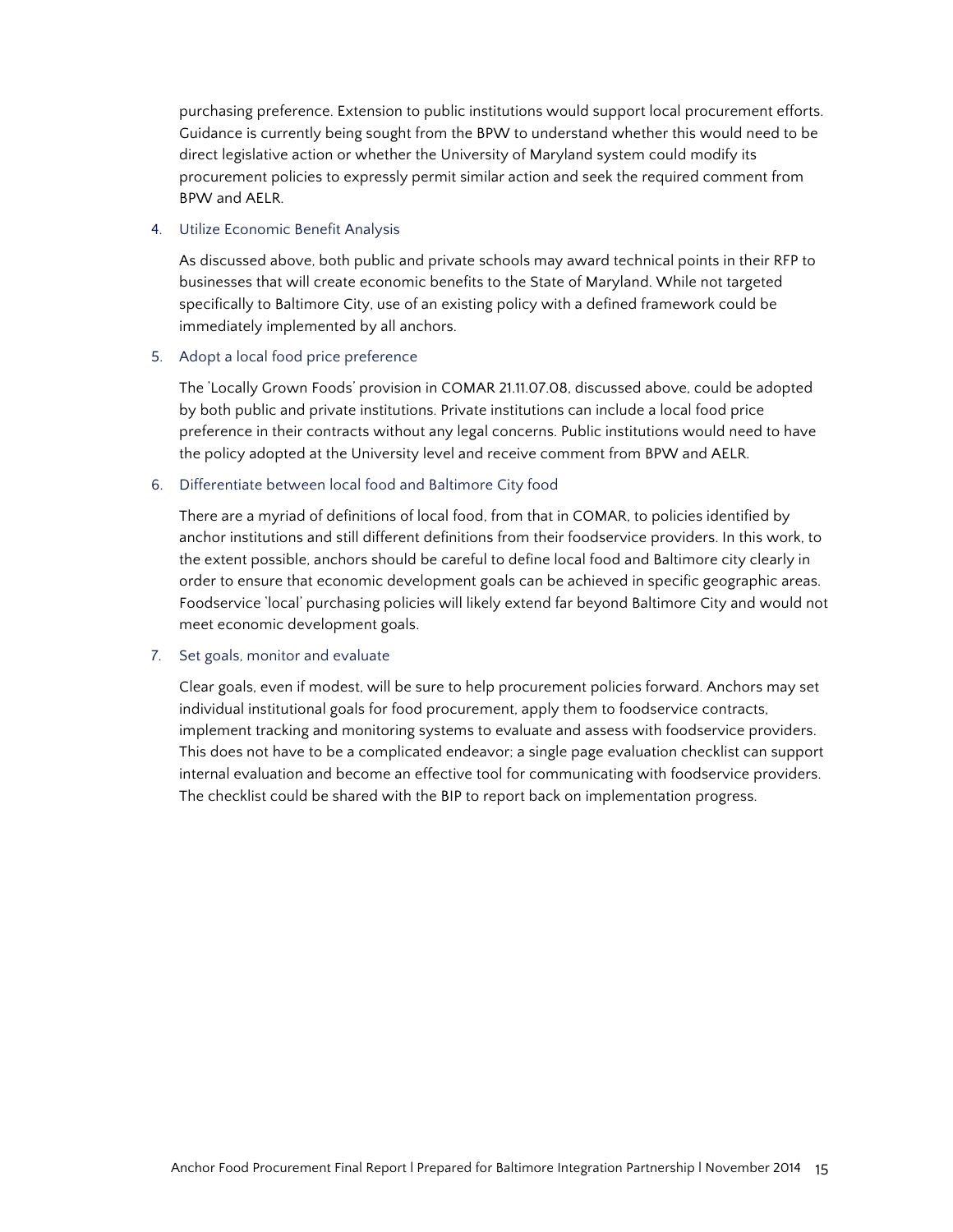purchasing preference. Extension to public institutions would support local procurement efforts. Guidance is currently being sought from the BPW to understand whether this would need to be direct legislative action or whether the University of Maryland system could modify its procurement policies to expressly permit similar action and seek the required comment from BPW and AELR.

4. Utilize Economic Benefit Analysis

   As discussed above, both public and private schools may award technical points in their RFP to businesses that will create economic benefits to the State of Maryland. While not targeted specifically to Baltimore City, use of an existing policy with a defined framework could be immediately implemented by all anchors.

5. Adopt a local food price preference

   The 'Locally Grown Foods' provision in COMAR 21.11.07.08, discussed above, could be adopted by both public and private institutions. Private institutions can include a local food price preference in their contracts without any legal concerns. Public institutions would need to have the policy adopted at the University level and receive comment from BPW and AELR.

6. Differentiate between local food and Baltimore City food

   There are a myriad of definitions of local food, from that in COMAR, to policies identified by anchor institutions and still different definitions from their foodservice providers. In this work, to the extent possible, anchors should be careful to define local food and Baltimore city clearly in order to ensure that economic development goals can be achieved in specific geographic areas. Foodservice 'local' purchasing policies will likely extend far beyond Baltimore City and would not meet economic development goals.

7. Set goals, monitor and evaluate

   Clear goals, even if modest, will be sure to help procurement policies forward. Anchors may set individual institutional goals for food procurement, apply them to foodservice contracts, implement tracking and monitoring systems to evaluate and assess with foodservice providers. This does not have to be a complicated endeavor; a single page evaluation checklist can support internal evaluation and become an effective tool for communicating with foodservice providers. The checklist could be shared with the BIP to report back on implementation progress.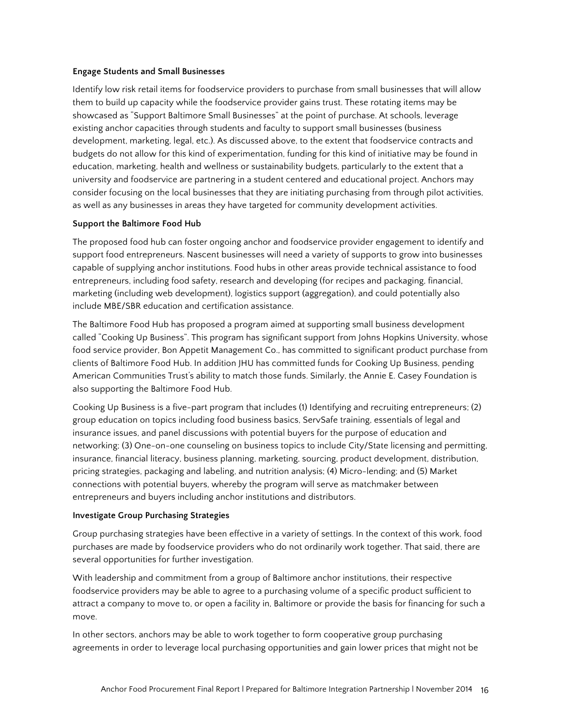**Engage Students and Small Businesses**

Identify low risk retail items for foodservice providers to purchase from small businesses that will allow them to build up capacity while the foodservice provider gains trust. These rotating items may be showcased as "Support Baltimore Small Businesses" at the point of purchase. At schools, leverage existing anchor capacities through students and faculty to support small businesses (business development, marketing, legal, etc.). As discussed above, to the extent that foodservice contracts and budgets do not allow for this kind of experimentation, funding for this kind of initiative may be found in education, marketing, health and wellness or sustainability budgets, particularly to the extent that a university and foodservice are partnering in a student centered and educational project. Anchors may consider focusing on the local businesses that they are initiating purchasing from through pilot activities, as well as any businesses in areas they have targeted for community development activities.

**Support the Baltimore Food Hub**

The proposed food hub can foster ongoing anchor and foodservice provider engagement to identify and support food entrepreneurs. Nascent businesses will need a variety of supports to grow into businesses capable of supplying anchor institutions. Food hubs in other areas provide technical assistance to food entrepreneurs, including food safety, research and developing (for recipes and packaging, financial, marketing (including web development), logistics support (aggregation), and could potentially also include MBE/SBR education and certification assistance.

The Baltimore Food Hub has proposed a program aimed at supporting small business development called "Cooking Up Business". This program has significant support from Johns Hopkins University, whose food service provider, Bon Appetit Management Co., has committed to significant product purchase from clients of Baltimore Food Hub. In addition JHU has committed funds for Cooking Up Business, pending American Communities Trust's ability to match those funds. Similarly, the Annie E. Casey Foundation is also supporting the Baltimore Food Hub.

Cooking Up Business is a five-part program that includes (1) Identifying and recruiting entrepreneurs; (2) group education on topics including food business basics, ServSafe training, essentials of legal and insurance issues, and panel discussions with potential buyers for the purpose of education and networking; (3) One-on-one counseling on business topics to include City/State licensing and permitting, insurance, financial literacy, business planning, marketing, sourcing, product development, distribution, pricing strategies, packaging and labeling, and nutrition analysis; (4) Micro-lending; and (5) Market connections with potential buyers, whereby the program will serve as matchmaker between entrepreneurs and buyers including anchor institutions and distributors.

**Investigate Group Purchasing Strategies**

Group purchasing strategies have been effective in a variety of settings. In the context of this work, food purchases are made by foodservice providers who do not ordinarily work together. That said, there are several opportunities for further investigation.

With leadership and commitment from a group of Baltimore anchor institutions, their respective foodservice providers may be able to agree to a purchasing volume of a specific product sufficient to attract a company to move to, or open a facility in, Baltimore or provide the basis for financing for such a move.

In other sectors, anchors may be able to work together to form cooperative group purchasing agreements in order to leverage local purchasing opportunities and gain lower prices that might not be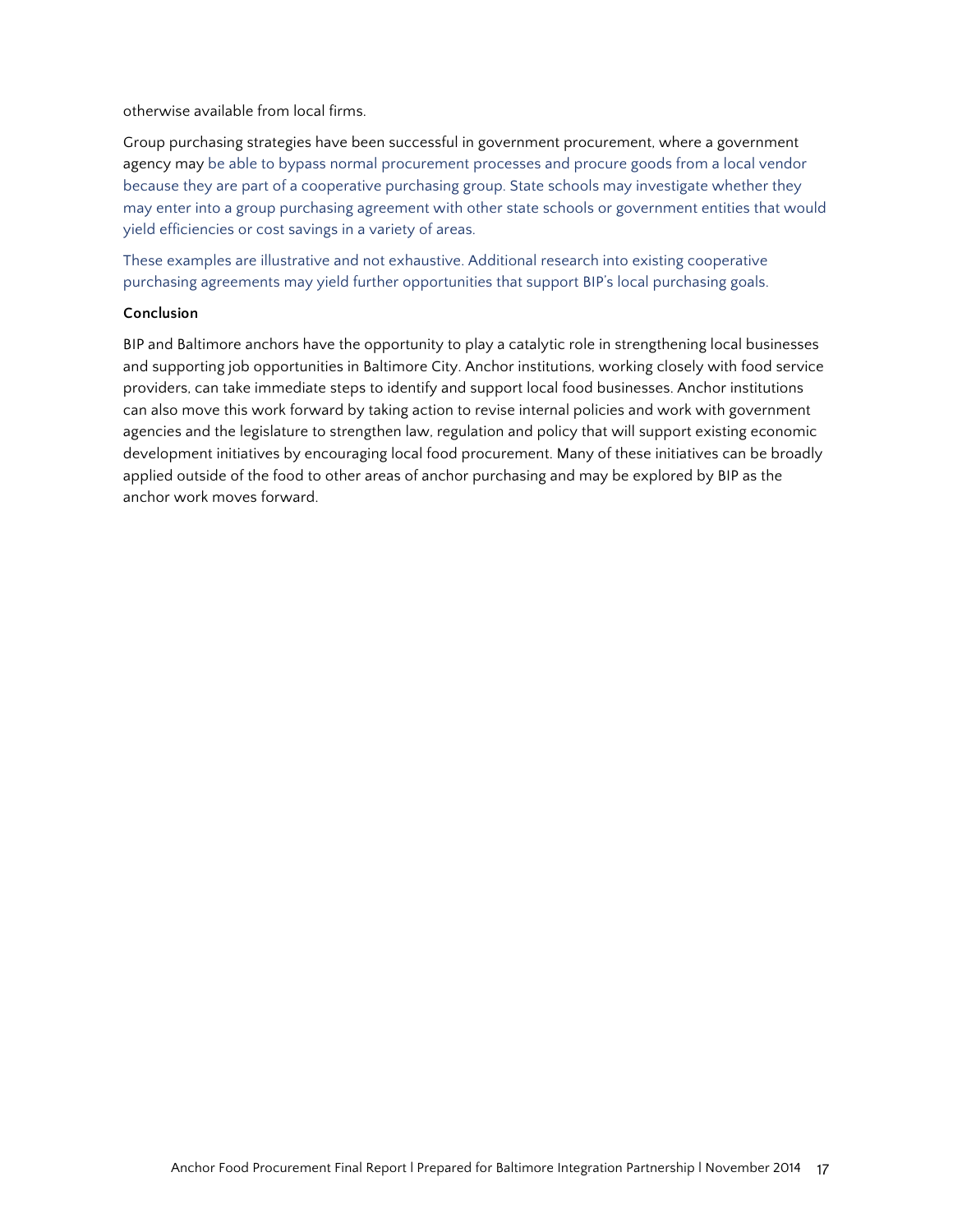otherwise available from local firms.

Group purchasing strategies have been successful in government procurement, where a government agency may be able to bypass normal procurement processes and procure goods from a local vendor because they are part of a cooperative purchasing group. State schools may investigate whether they may enter into a group purchasing agreement with other state schools or government entities that would yield efficiencies or cost savings in a variety of areas.

These examples are illustrative and not exhaustive. Additional research into existing cooperative purchasing agreements may yield further opportunities that support BIP's local purchasing goals.

### Conclusion

BIP and Baltimore anchors have the opportunity to play a catalytic role in strengthening local businesses and supporting job opportunities in Baltimore City. Anchor institutions, working closely with food service providers, can take immediate steps to identify and support local food businesses. Anchor institutions can also move this work forward by taking action to revise internal policies and work with government agencies and the legislature to strengthen law, regulation and policy that will support existing economic development initiatives by encouraging local food procurement. Many of these initiatives can be broadly applied outside of the food to other areas of anchor purchasing and may be explored by BIP as the anchor work moves forward.